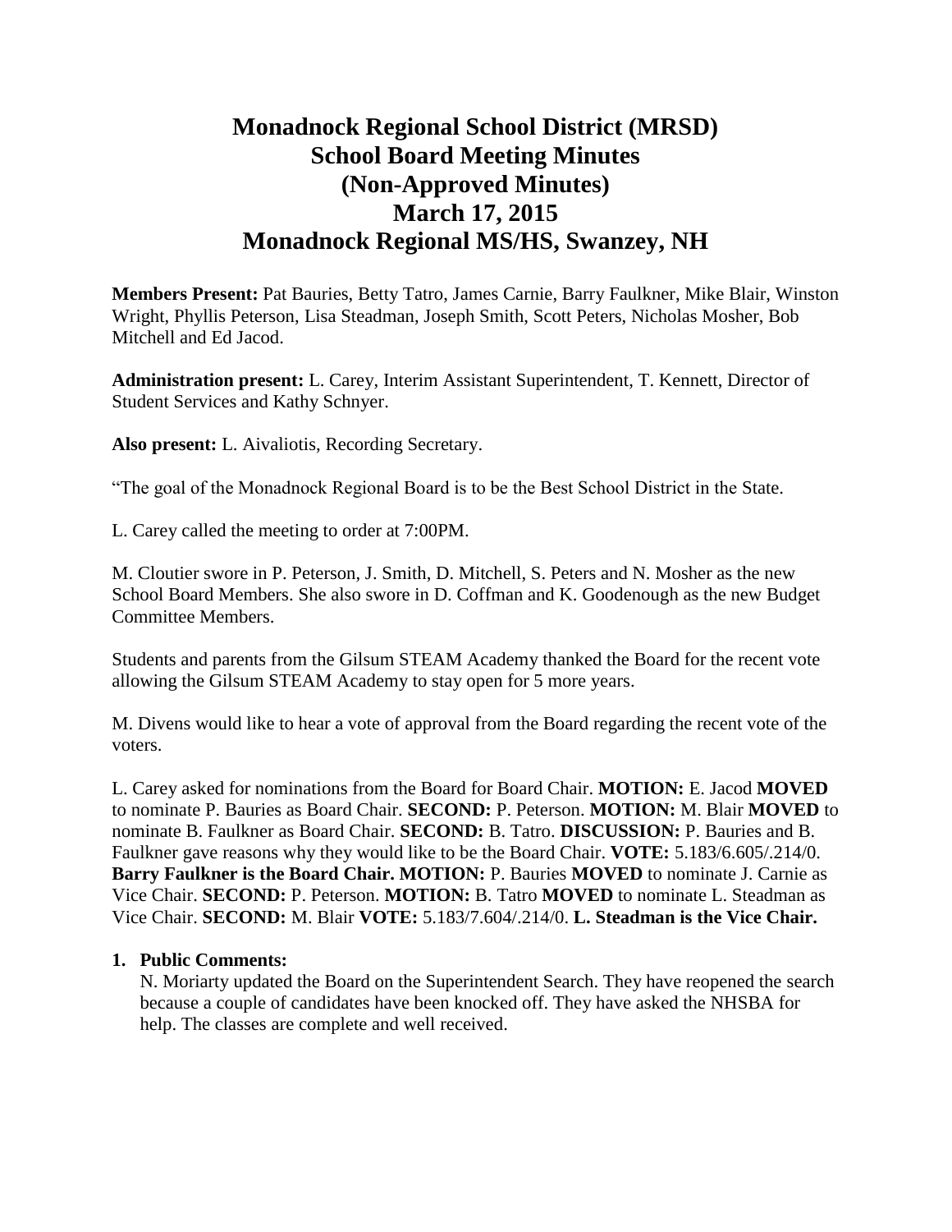# Monadnock Regional School District (MRSD)
# School Board Meeting Minutes
# (Non-Approved Minutes)
# March 17, 2015
# Monadnock Regional MS/HS, Swanzey, NH

**Members Present:** Pat Bauries, Betty Tatro, James Carnie, Barry Faulkner, Mike Blair, Winston Wright, Phyllis Peterson, Lisa Steadman, Joseph Smith, Scott Peters, Nicholas Mosher, Bob Mitchell and Ed Jacod.

**Administration present:** L. Carey, Interim Assistant Superintendent, T. Kennett, Director of Student Services and Kathy Schnyer.

**Also present:** L. Aivaliotis, Recording Secretary.

"The goal of the Monadnock Regional Board is to be the Best School District in the State.

L. Carey called the meeting to order at 7:00PM.

M. Cloutier swore in P. Peterson, J. Smith, D. Mitchell, S. Peters and N. Mosher as the new School Board Members. She also swore in D. Coffman and K. Goodenough as the new Budget Committee Members.

Students and parents from the Gilsum STEAM Academy thanked the Board for the recent vote allowing the Gilsum STEAM Academy to stay open for 5 more years.

M. Divens would like to hear a vote of approval from the Board regarding the recent vote of the voters.

L. Carey asked for nominations from the Board for Board Chair. **MOTION:** E. Jacod **MOVED** to nominate P. Bauries as Board Chair. **SECOND:** P. Peterson. **MOTION:** M. Blair **MOVED** to nominate B. Faulkner as Board Chair. **SECOND:** B. Tatro. **DISCUSSION:** P. Bauries and B. Faulkner gave reasons why they would like to be the Board Chair. **VOTE:** 5.183/6.605/.214/0. **Barry Faulkner is the Board Chair. MOTION:** P. Bauries **MOVED** to nominate J. Carnie as Vice Chair. **SECOND:** P. Peterson. **MOTION:** B. Tatro **MOVED** to nominate L. Steadman as Vice Chair. **SECOND:** M. Blair **VOTE:** 5.183/7.604/.214/0. **L. Steadman is the Vice Chair.**

1. **Public Comments:**
   N. Moriarty updated the Board on the Superintendent Search. They have reopened the search because a couple of candidates have been knocked off. They have asked the NHSBA for help. The classes are complete and well received.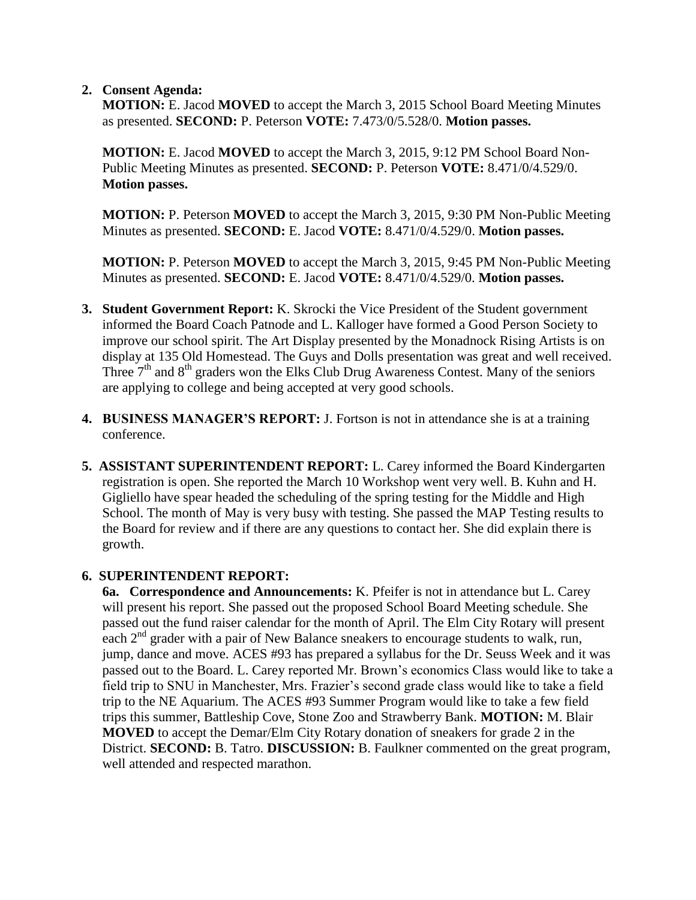2. **Consent Agenda:**
   **MOTION:** E. Jacod **MOVED** to accept the March 3, 2015 School Board Meeting Minutes as presented. **SECOND:** P. Peterson **VOTE:** 7.473/0/5.528/0. **Motion passes.**

   **MOTION:** E. Jacod **MOVED** to accept the March 3, 2015, 9:12 PM School Board Non-Public Meeting Minutes as presented. **SECOND:** P. Peterson **VOTE:** 8.471/0/4.529/0. **Motion passes.**

   **MOTION:** P. Peterson **MOVED** to accept the March 3, 2015, 9:30 PM Non-Public Meeting Minutes as presented. **SECOND:** E. Jacod **VOTE:** 8.471/0/4.529/0. **Motion passes.**

   **MOTION:** P. Peterson **MOVED** to accept the March 3, 2015, 9:45 PM Non-Public Meeting Minutes as presented. **SECOND:** E. Jacod **VOTE:** 8.471/0/4.529/0. **Motion passes.**

3. **Student Government Report:** K. Skrocki the Vice President of the Student government informed the Board Coach Patnode and L. Kalloger have formed a Good Person Society to improve our school spirit. The Art Display presented by the Monadnock Rising Artists is on display at 135 Old Homestead. The Guys and Dolls presentation was great and well received. Three 7th and 8th graders won the Elks Club Drug Awareness Contest. Many of the seniors are applying to college and being accepted at very good schools.

4. **BUSINESS MANAGER'S REPORT:** J. Fortson is not in attendance she is at a training conference.

5. **ASSISTANT SUPERINTENDENT REPORT:** L. Carey informed the Board Kindergarten registration is open. She reported the March 10 Workshop went very well. B. Kuhn and H. Gigliello have spear headed the scheduling of the spring testing for the Middle and High School. The month of May is very busy with testing. She passed the MAP Testing results to the Board for review and if there are any questions to contact her. She did explain there is growth.

6. **SUPERINTENDENT REPORT:**
   **6a. Correspondence and Announcements:** K. Pfeifer is not in attendance but L. Carey will present his report. She passed out the proposed School Board Meeting schedule. She passed out the fund raiser calendar for the month of April. The Elm City Rotary will present each 2nd grader with a pair of New Balance sneakers to encourage students to walk, run, jump, dance and move. ACES #93 has prepared a syllabus for the Dr. Seuss Week and it was passed out to the Board. L. Carey reported Mr. Brown's economics Class would like to take a field trip to SNU in Manchester, Mrs. Frazier's second grade class would like to take a field trip to the NE Aquarium. The ACES #93 Summer Program would like to take a few field trips this summer, Battleship Cove, Stone Zoo and Strawberry Bank. **MOTION:** M. Blair **MOVED** to accept the Demar/Elm City Rotary donation of sneakers for grade 2 in the District. **SECOND:** B. Tatro. **DISCUSSION:** B. Faulkner commented on the great program, well attended and respected marathon.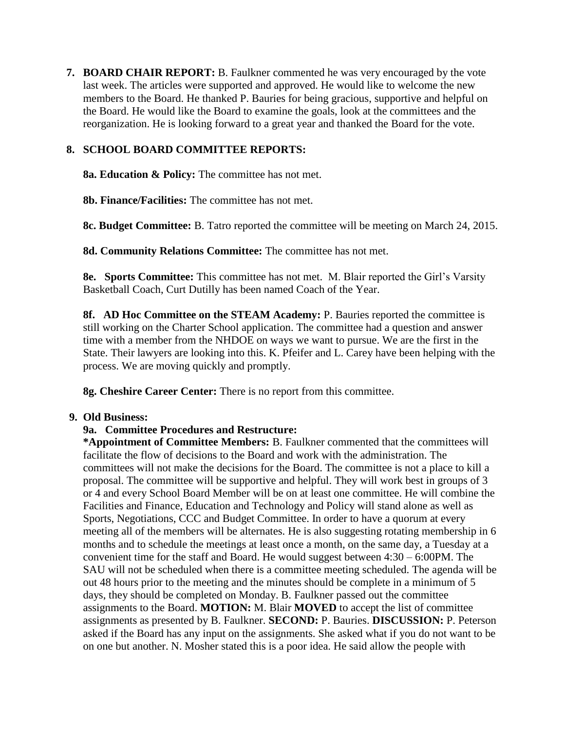**7. BOARD CHAIR REPORT:** B. Faulkner commented he was very encouraged by the vote last week. The articles were supported and approved. He would like to welcome the new members to the Board. He thanked P. Bauries for being gracious, supportive and helpful on the Board. He would like the Board to examine the goals, look at the committees and the reorganization. He is looking forward to a great year and thanked the Board for the vote.

**8. SCHOOL BOARD COMMITTEE REPORTS:**

**8a. Education & Policy:** The committee has not met.

**8b. Finance/Facilities:** The committee has not met.

**8c. Budget Committee:** B. Tatro reported the committee will be meeting on March 24, 2015.

**8d. Community Relations Committee:** The committee has not met.

**8e. Sports Committee:** This committee has not met. M. Blair reported the Girl's Varsity Basketball Coach, Curt Dutilly has been named Coach of the Year.

**8f. AD Hoc Committee on the STEAM Academy:** P. Bauries reported the committee is still working on the Charter School application. The committee had a question and answer time with a member from the NHDOE on ways we want to pursue. We are the first in the State. Their lawyers are looking into this. K. Pfeifer and L. Carey have been helping with the process. We are moving quickly and promptly.

**8g. Cheshire Career Center:** There is no report from this committee.

**9. Old Business:**

**9a. Committee Procedures and Restructure:**

***Appointment of Committee Members:** B. Faulkner commented that the committees will facilitate the flow of decisions to the Board and work with the administration. The committees will not make the decisions for the Board. The committee is not a place to kill a proposal. The committee will be supportive and helpful. They will work best in groups of 3 or 4 and every School Board Member will be on at least one committee. He will combine the Facilities and Finance, Education and Technology and Policy will stand alone as well as Sports, Negotiations, CCC and Budget Committee. In order to have a quorum at every meeting all of the members will be alternates. He is also suggesting rotating membership in 6 months and to schedule the meetings at least once a month, on the same day, a Tuesday at a convenient time for the staff and Board. He would suggest between 4:30 – 6:00PM. The SAU will not be scheduled when there is a committee meeting scheduled. The agenda will be out 48 hours prior to the meeting and the minutes should be complete in a minimum of 5 days, they should be completed on Monday. B. Faulkner passed out the committee assignments to the Board. **MOTION:** M. Blair **MOVED** to accept the list of committee assignments as presented by B. Faulkner. **SECOND:** P. Bauries. **DISCUSSION:** P. Peterson asked if the Board has any input on the assignments. She asked what if you do not want to be on one but another. N. Mosher stated this is a poor idea. He said allow the people with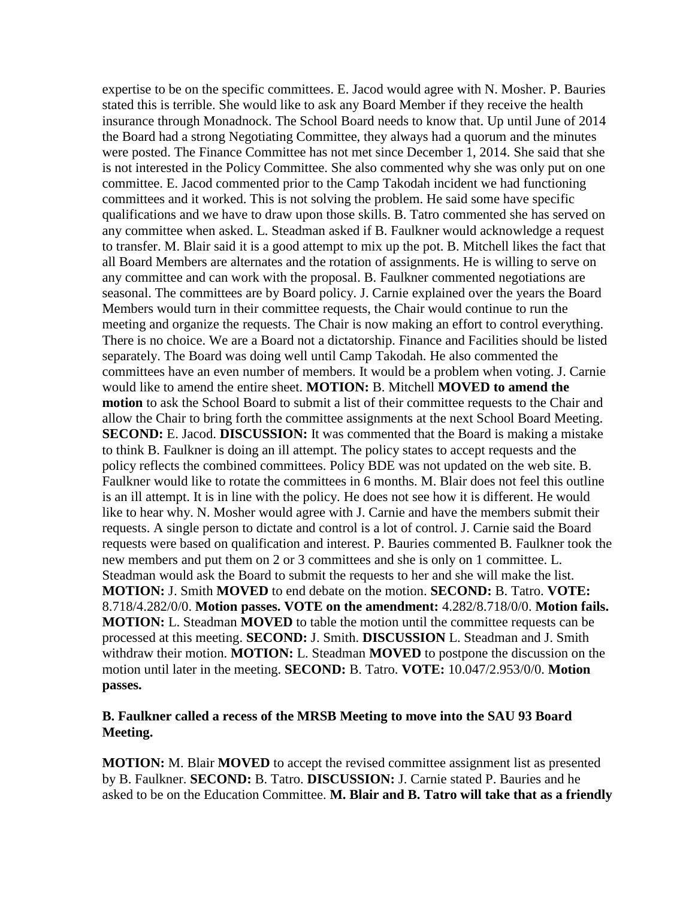expertise to be on the specific committees. E. Jacod would agree with N. Mosher. P. Bauries stated this is terrible. She would like to ask any Board Member if they receive the health insurance through Monadnock. The School Board needs to know that. Up until June of 2014 the Board had a strong Negotiating Committee, they always had a quorum and the minutes were posted. The Finance Committee has not met since December 1, 2014. She said that she is not interested in the Policy Committee. She also commented why she was only put on one committee. E. Jacod commented prior to the Camp Takodah incident we had functioning committees and it worked. This is not solving the problem. He said some have specific qualifications and we have to draw upon those skills. B. Tatro commented she has served on any committee when asked. L. Steadman asked if B. Faulkner would acknowledge a request to transfer. M. Blair said it is a good attempt to mix up the pot. B. Mitchell likes the fact that all Board Members are alternates and the rotation of assignments. He is willing to serve on any committee and can work with the proposal. B. Faulkner commented negotiations are seasonal. The committees are by Board policy. J. Carnie explained over the years the Board Members would turn in their committee requests, the Chair would continue to run the meeting and organize the requests. The Chair is now making an effort to control everything. There is no choice. We are a Board not a dictatorship. Finance and Facilities should be listed separately. The Board was doing well until Camp Takodah. He also commented the committees have an even number of members. It would be a problem when voting. J. Carnie would like to amend the entire sheet. **MOTION:** B. Mitchell **MOVED to amend the motion** to ask the School Board to submit a list of their committee requests to the Chair and allow the Chair to bring forth the committee assignments at the next School Board Meeting. **SECOND:** E. Jacod. **DISCUSSION:** It was commented that the Board is making a mistake to think B. Faulkner is doing an ill attempt. The policy states to accept requests and the policy reflects the combined committees. Policy BDE was not updated on the web site. B. Faulkner would like to rotate the committees in 6 months. M. Blair does not feel this outline is an ill attempt. It is in line with the policy. He does not see how it is different. He would like to hear why. N. Mosher would agree with J. Carnie and have the members submit their requests. A single person to dictate and control is a lot of control. J. Carnie said the Board requests were based on qualification and interest. P. Bauries commented B. Faulkner took the new members and put them on 2 or 3 committees and she is only on 1 committee. L. Steadman would ask the Board to submit the requests to her and she will make the list. **MOTION:** J. Smith **MOVED** to end debate on the motion. **SECOND:** B. Tatro. **VOTE:** 8.718/4.282/0/0. **Motion passes. VOTE on the amendment:** 4.282/8.718/0/0. **Motion fails. MOTION:** L. Steadman **MOVED** to table the motion until the committee requests can be processed at this meeting. **SECOND:** J. Smith. **DISCUSSION** L. Steadman and J. Smith withdraw their motion. **MOTION:** L. Steadman **MOVED** to postpone the discussion on the motion until later in the meeting. **SECOND:** B. Tatro. **VOTE:** 10.047/2.953/0/0. **Motion passes.**

**B. Faulkner called a recess of the MRSB Meeting to move into the SAU 93 Board Meeting.**

**MOTION:** M. Blair **MOVED** to accept the revised committee assignment list as presented by B. Faulkner. **SECOND:** B. Tatro. **DISCUSSION:** J. Carnie stated P. Bauries and he asked to be on the Education Committee. **M. Blair and B. Tatro will take that as a friendly**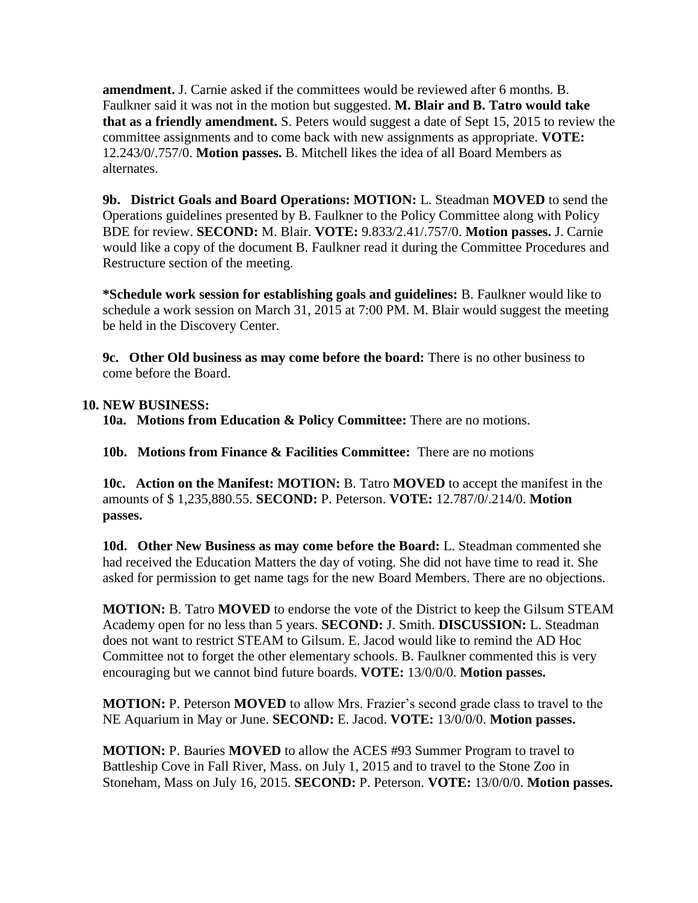**amendment.** J. Carnie asked if the committees would be reviewed after 6 months. B. Faulkner said it was not in the motion but suggested. **M. Blair and B. Tatro would take that as a friendly amendment.** S. Peters would suggest a date of Sept 15, 2015 to review the committee assignments and to come back with new assignments as appropriate. **VOTE:** 12.243/0/.757/0. **Motion passes.** B. Mitchell likes the idea of all Board Members as alternates.

**9b. District Goals and Board Operations: MOTION:** L. Steadman **MOVED** to send the Operations guidelines presented by B. Faulkner to the Policy Committee along with Policy BDE for review. **SECOND:** M. Blair. **VOTE:** 9.833/2.41/.757/0. **Motion passes.** J. Carnie would like a copy of the document B. Faulkner read it during the Committee Procedures and Restructure section of the meeting.

***Schedule work session for establishing goals and guidelines:** B. Faulkner would like to schedule a work session on March 31, 2015 at 7:00 PM. M. Blair would suggest the meeting be held in the Discovery Center.

**9c. Other Old business as may come before the board:** There is no other business to come before the Board.

**10. NEW BUSINESS:**

**10a. Motions from Education & Policy Committee:** There are no motions.

**10b. Motions from Finance & Facilities Committee:** There are no motions

**10c. Action on the Manifest: MOTION:** B. Tatro **MOVED** to accept the manifest in the amounts of $ 1,235,880.55. **SECOND:** P. Peterson. **VOTE:** 12.787/0/.214/0. **Motion passes.**

**10d. Other New Business as may come before the Board:** L. Steadman commented she had received the Education Matters the day of voting. She did not have time to read it. She asked for permission to get name tags for the new Board Members. There are no objections.

**MOTION:** B. Tatro **MOVED** to endorse the vote of the District to keep the Gilsum STEAM Academy open for no less than 5 years. **SECOND:** J. Smith. **DISCUSSION:** L. Steadman does not want to restrict STEAM to Gilsum. E. Jacod would like to remind the AD Hoc Committee not to forget the other elementary schools. B. Faulkner commented this is very encouraging but we cannot bind future boards. **VOTE:** 13/0/0/0. **Motion passes.**

**MOTION:** P. Peterson **MOVED** to allow Mrs. Frazier's second grade class to travel to the NE Aquarium in May or June. **SECOND:** E. Jacod. **VOTE:** 13/0/0/0. **Motion passes.**

**MOTION:** P. Bauries **MOVED** to allow the ACES #93 Summer Program to travel to Battleship Cove in Fall River, Mass. on July 1, 2015 and to travel to the Stone Zoo in Stoneham, Mass on July 16, 2015. **SECOND:** P. Peterson. **VOTE:** 13/0/0/0. **Motion passes.**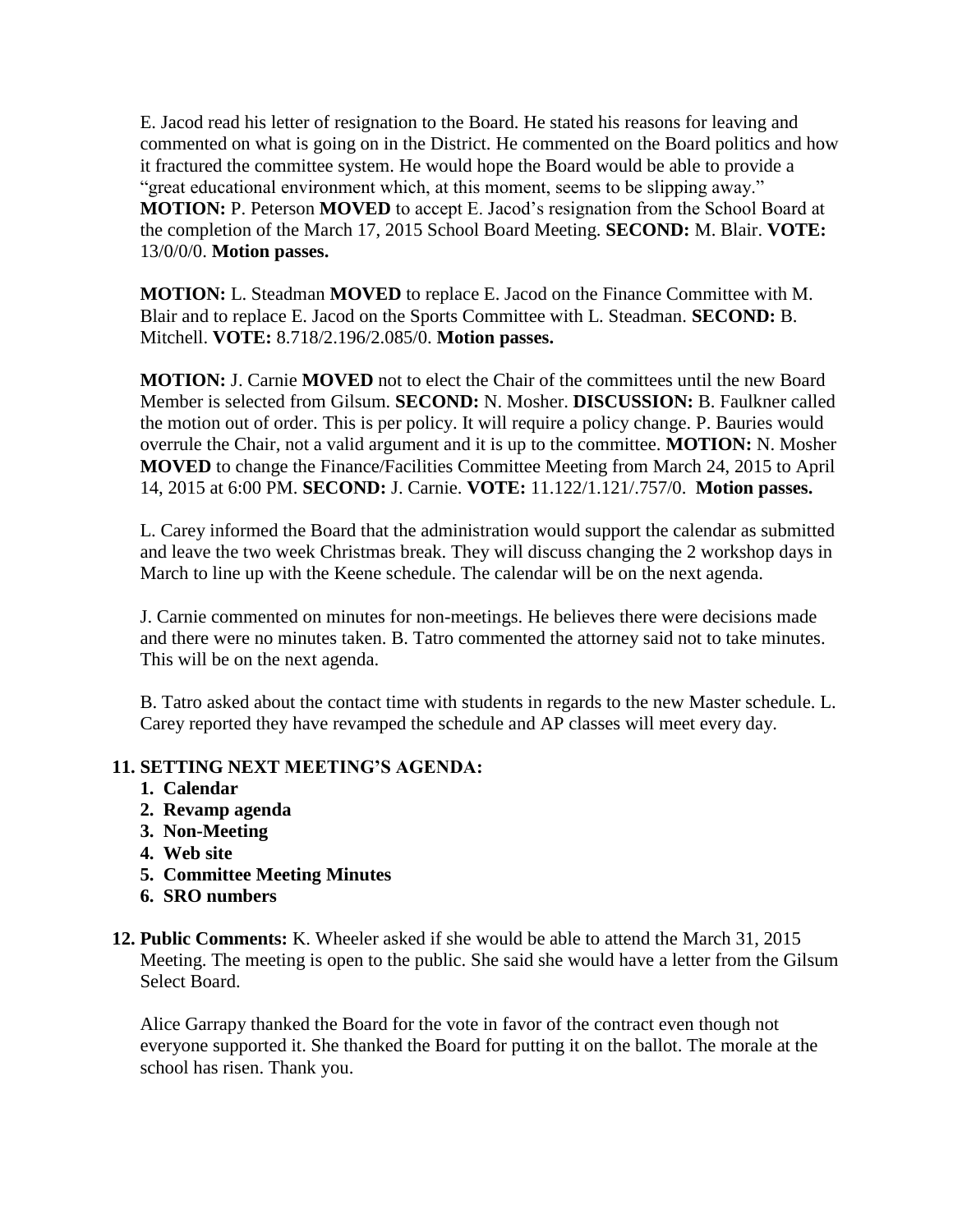E. Jacod read his letter of resignation to the Board. He stated his reasons for leaving and commented on what is going on in the District. He commented on the Board politics and how it fractured the committee system. He would hope the Board would be able to provide a "great educational environment which, at this moment, seems to be slipping away." **MOTION:** P. Peterson **MOVED** to accept E. Jacod's resignation from the School Board at the completion of the March 17, 2015 School Board Meeting. **SECOND:** M. Blair. **VOTE:** 13/0/0/0. **Motion passes.**

**MOTION:** L. Steadman **MOVED** to replace E. Jacod on the Finance Committee with M. Blair and to replace E. Jacod on the Sports Committee with L. Steadman. **SECOND:** B. Mitchell. **VOTE:** 8.718/2.196/2.085/0. **Motion passes.**

**MOTION:** J. Carnie **MOVED** not to elect the Chair of the committees until the new Board Member is selected from Gilsum. **SECOND:** N. Mosher. **DISCUSSION:** B. Faulkner called the motion out of order. This is per policy. It will require a policy change. P. Bauries would overrule the Chair, not a valid argument and it is up to the committee. **MOTION:** N. Mosher **MOVED** to change the Finance/Facilities Committee Meeting from March 24, 2015 to April 14, 2015 at 6:00 PM. **SECOND:** J. Carnie. **VOTE:** 11.122/1.121/.757/0. **Motion passes.**

L. Carey informed the Board that the administration would support the calendar as submitted and leave the two week Christmas break. They will discuss changing the 2 workshop days in March to line up with the Keene schedule. The calendar will be on the next agenda.

J. Carnie commented on minutes for non-meetings. He believes there were decisions made and there were no minutes taken. B. Tatro commented the attorney said not to take minutes. This will be on the next agenda.

B. Tatro asked about the contact time with students in regards to the new Master schedule. L. Carey reported they have revamped the schedule and AP classes will meet every day.

**11. SETTING NEXT MEETING'S AGENDA:**

1. **Calendar**
2. **Revamp agenda**
3. **Non-Meeting**
4. **Web site**
5. **Committee Meeting Minutes**
6. **SRO numbers**

**12. Public Comments:** K. Wheeler asked if she would be able to attend the March 31, 2015 Meeting. The meeting is open to the public. She said she would have a letter from the Gilsum Select Board.

Alice Garrapy thanked the Board for the vote in favor of the contract even though not everyone supported it. She thanked the Board for putting it on the ballot. The morale at the school has risen. Thank you.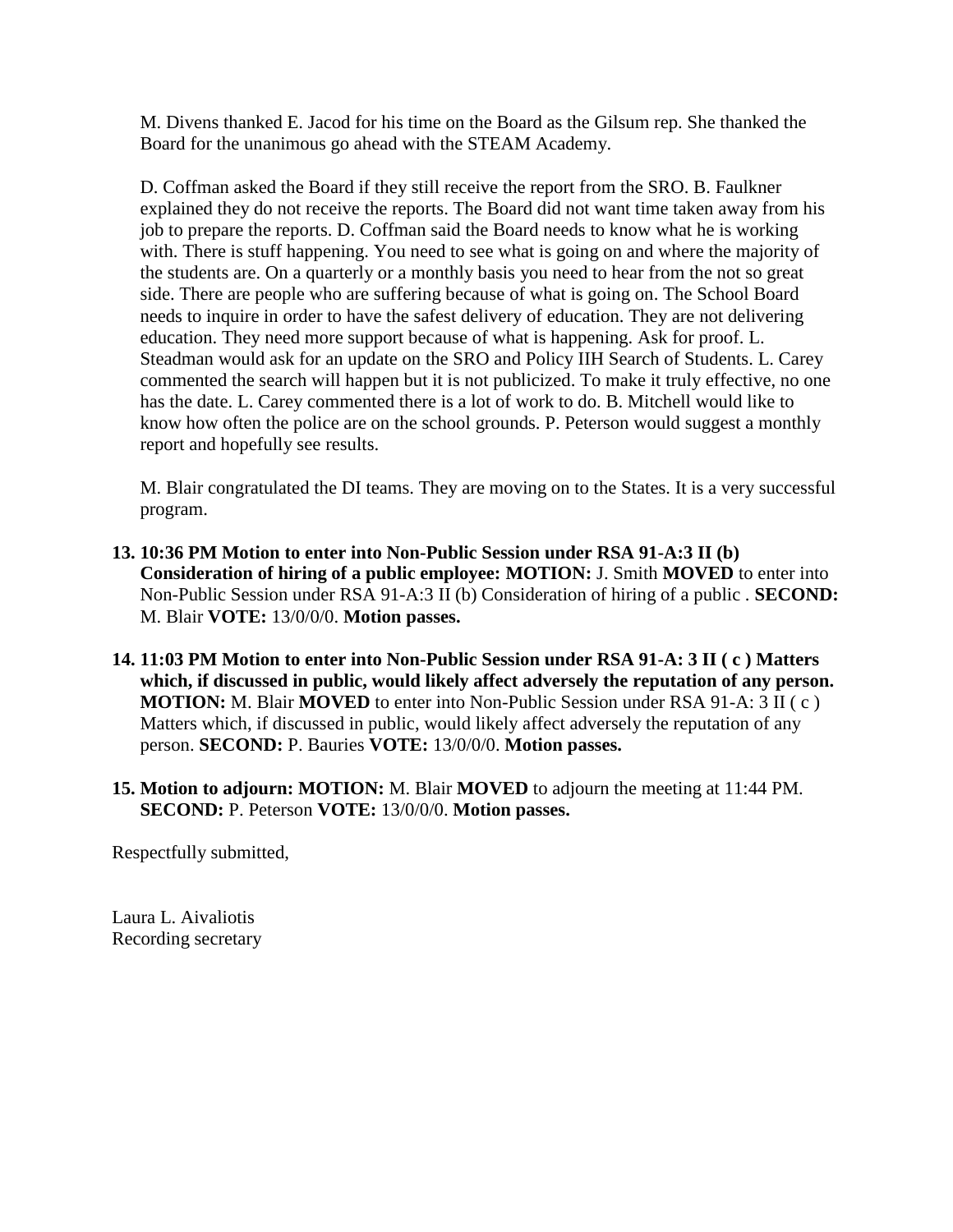M. Divens thanked E. Jacod for his time on the Board as the Gilsum rep. She thanked the Board for the unanimous go ahead with the STEAM Academy.

D. Coffman asked the Board if they still receive the report from the SRO. B. Faulkner explained they do not receive the reports. The Board did not want time taken away from his job to prepare the reports. D. Coffman said the Board needs to know what he is working with. There is stuff happening. You need to see what is going on and where the majority of the students are. On a quarterly or a monthly basis you need to hear from the not so great side. There are people who are suffering because of what is going on. The School Board needs to inquire in order to have the safest delivery of education. They are not delivering education. They need more support because of what is happening. Ask for proof. L. Steadman would ask for an update on the SRO and Policy IIH Search of Students. L. Carey commented the search will happen but it is not publicized. To make it truly effective, no one has the date. L. Carey commented there is a lot of work to do. B. Mitchell would like to know how often the police are on the school grounds. P. Peterson would suggest a monthly report and hopefully see results.

M. Blair congratulated the DI teams. They are moving on to the States. It is a very successful program.

13. **10:36 PM Motion to enter into Non-Public Session under RSA 91-A:3 II (b) Consideration of hiring of a public employee: MOTION:** J. Smith **MOVED** to enter into Non-Public Session under RSA 91-A:3 II (b) Consideration of hiring of a public . **SECOND:** M. Blair **VOTE:** 13/0/0/0. **Motion passes.**

14. **11:03 PM Motion to enter into Non-Public Session under RSA 91-A: 3 II ( c ) Matters which, if discussed in public, would likely affect adversely the reputation of any person. MOTION:** M. Blair **MOVED** to enter into Non-Public Session under RSA 91-A: 3 II ( c ) Matters which, if discussed in public, would likely affect adversely the reputation of any person. **SECOND:** P. Bauries **VOTE:** 13/0/0/0. **Motion passes.**

15. **Motion to adjourn: MOTION:** M. Blair **MOVED** to adjourn the meeting at 11:44 PM. **SECOND:** P. Peterson **VOTE:** 13/0/0/0. **Motion passes.**

Respectfully submitted,

Laura L. Aivaliotis
Recording secretary